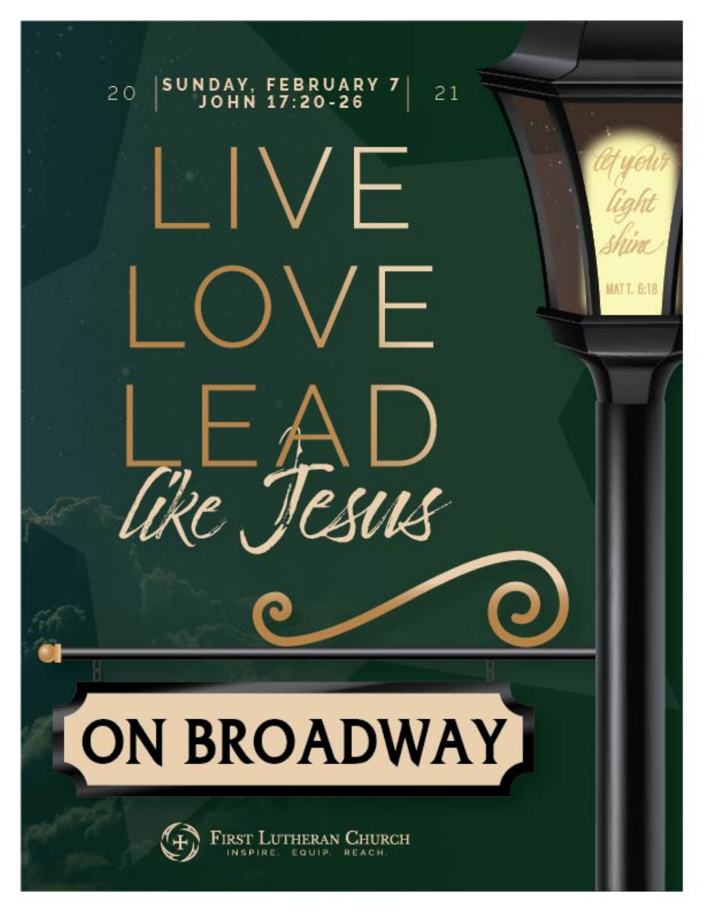2021

**SUNDAY, FEBRUARY 7**
**JOHN 17:20-26**

# LIVE LOVE LEAD

*like Jesus*

*let your light shine*

MATT. 6:18

## ON BROADWAY

FIRST LUTHERAN CHURCH

INSPIRE. EQUIP. REACH.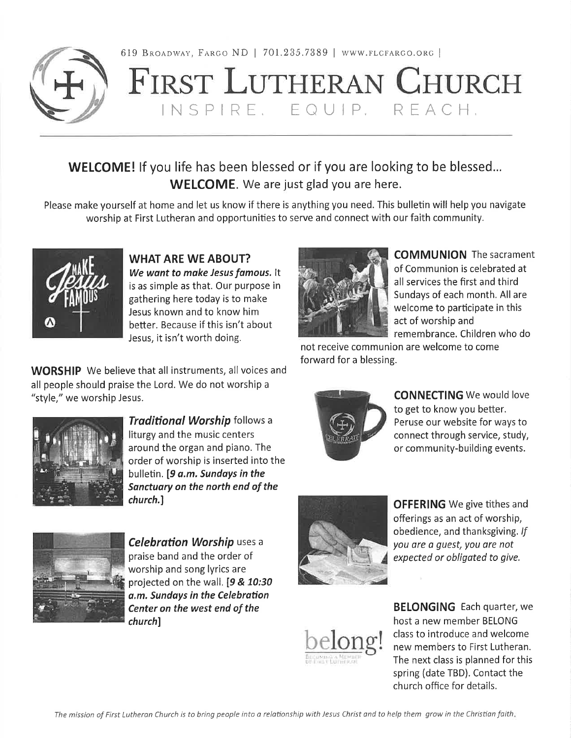619 Broadway, Fargo ND | 701.235.7389 | www.flcfargo.org |

# First Lutheran Church

INSPIRE. EQUIP. REACH.

## WELCOME! If you life has been blessed or if you are looking to be blessed... WELCOME. We are just glad you are here.

Please make yourself at home and let us know if there is anything you need. This bulletin will help you navigate worship at First Lutheran and opportunities to serve and connect with our faith community.

### WHAT ARE WE ABOUT?

***We want to make Jesus famous.*** It is as simple as that. Our purpose in gathering here today is to make Jesus known and to know him better. Because if this isn't about Jesus, it isn't worth doing.

**WORSHIP** We believe that all instruments, all voices and all people should praise the Lord. We do not worship a "style," we worship Jesus.

***Traditional Worship*** follows a liturgy and the music centers around the organ and piano. The order of worship is inserted into the bulletin. ***[9 a.m. Sundays in the Sanctuary on the north end of the church.]***

***Celebration Worship*** uses a praise band and the order of worship and song lyrics are projected on the wall. ***[9 & 10:30 a.m. Sundays in the Celebration Center on the west end of the church]***

**COMMUNION** The sacrament of Communion is celebrated at all services the first and third Sundays of each month. All are welcome to participate in this act of worship and remembrance. Children who do not receive communion are welcome to come forward for a blessing.

**CONNECTING** We would love to get to know you better. Peruse our website for ways to connect through service, study, or community-building events.

**OFFERING** We give tithes and offerings as an act of worship, obedience, and thanksgiving. *If you are a guest, you are not expected or obligated to give.*

**BELONGING** Each quarter, we host a new member BELONG class to introduce and welcome new members to First Lutheran. The next class is planned for this spring (date TBD). Contact the church office for details.

*The mission of First Lutheran Church is to bring people into a relationship with Jesus Christ and to help them grow in the Christian faith.*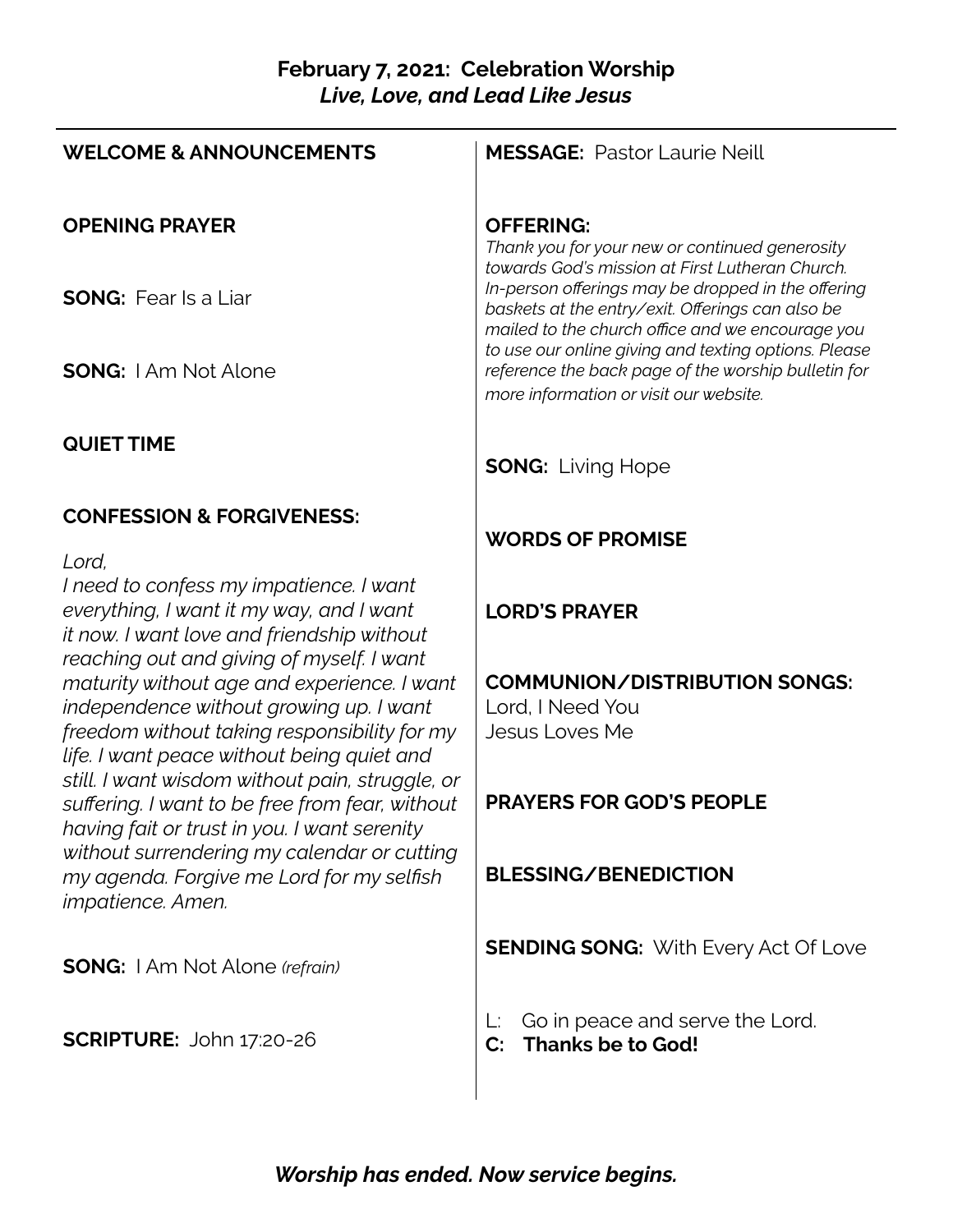**February 7, 2021: Celebration Worship**
***Live, Love, and Lead Like Jesus***

---

**WELCOME & ANNOUNCEMENTS**

**OPENING PRAYER**

**SONG:** Fear Is a Liar

**SONG:** I Am Not Alone

**QUIET TIME**

**CONFESSION & FORGIVENESS:**

*Lord,*
*I need to confess my impatience. I want everything, I want it my way, and I want it now. I want love and friendship without reaching out and giving of myself. I want maturity without age and experience. I want independence without growing up. I want freedom without taking responsibility for my life. I want peace without being quiet and still. I want wisdom without pain, struggle, or suffering. I want to be free from fear, without having fait or trust in you. I want serenity without surrendering my calendar or cutting my agenda. Forgive me Lord for my selfish impatience. Amen.*

**SONG:** I Am Not Alone *(refrain)*

**SCRIPTURE:** John 17:20-26

**MESSAGE:** Pastor Laurie Neill

**OFFERING:**
*Thank you for your new or continued generosity towards God's mission at First Lutheran Church. In-person offerings may be dropped in the offering baskets at the entry/exit. Offerings can also be mailed to the church office and we encourage you to use our online giving and texting options. Please reference the back page of the worship bulletin for more information or visit our website.*

**SONG:** Living Hope

**WORDS OF PROMISE**

**LORD'S PRAYER**

**COMMUNION/DISTRIBUTION SONGS:**
Lord, I Need You
Jesus Loves Me

**PRAYERS FOR GOD'S PEOPLE**

**BLESSING/BENEDICTION**

**SENDING SONG:** With Every Act Of Love

L: Go in peace and serve the Lord.
**C: Thanks be to God!**

***Worship has ended. Now service begins.***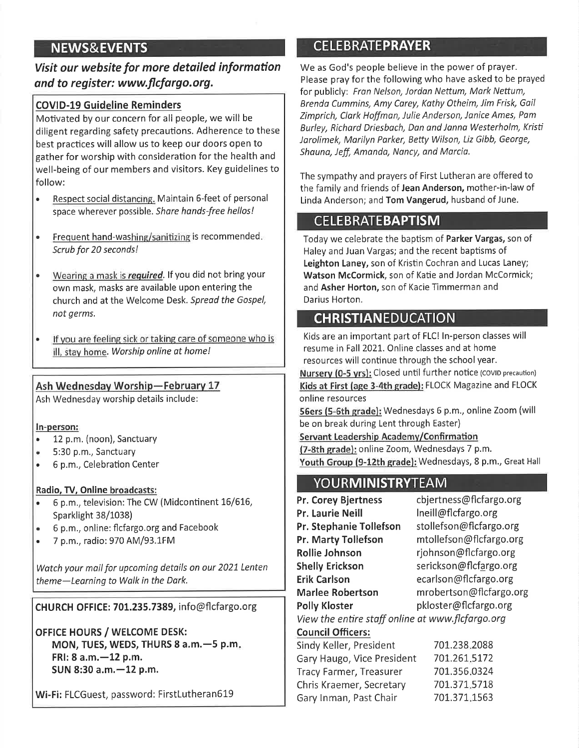## NEWS&EVENTS

***Visit our website for more detailed information and to register: www.flcfargo.org.***

### COVID-19 Guideline Reminders

Motivated by our concern for all people, we will be diligent regarding safety precautions. Adherence to these best practices will allow us to keep our doors open to gather for worship with consideration for the health and well-being of our members and visitors. Key guidelines to follow:

- Respect social distancing. Maintain 6-feet of personal space wherever possible. *Share hands-free hellos!*
- Frequent hand-washing/sanitizing is recommended. *Scrub for 20 seconds!*
- Wearing a mask is ***required***. If you did not bring your own mask, masks are available upon entering the church and at the Welcome Desk. *Spread the Gospel, not germs.*
- If you are feeling sick or taking care of someone who is ill, stay home. *Worship online at home!*

### Ash Wednesday Worship—February 17

Ash Wednesday worship details include:

**In-person:**

- 12 p.m. (noon), Sanctuary
- 5:30 p.m., Sanctuary
- 6 p.m., Celebration Center

**Radio, TV, Online broadcasts:**

- 6 p.m., television: The CW (Midcontinent 16/616, Sparklight 38/1038)
- 6 p.m., online: flcfargo.org and Facebook
- 7 p.m., radio: 970 AM/93.1FM

*Watch your mail for upcoming details on our 2021 Lenten theme—Learning to Walk in the Dark.*

**CHURCH OFFICE: 701.235.7389,** info@flcfargo.org

**OFFICE HOURS / WELCOME DESK:**
**MON, TUES, WEDS, THURS 8 a.m.—5 p.m.**
**FRI: 8 a.m.—12 p.m.**
**SUN 8:30 a.m.—12 p.m.**

**Wi-Fi:** FLCGuest, password: FirstLutheran619

## CELEBRATEPRAYER

We as God's people believe in the power of prayer. Please pray for the following who have asked to be prayed for publicly: *Fran Nelson, Jordan Nettum, Mark Nettum, Brenda Cummins, Amy Carey, Kathy Otheim, Jim Frisk, Gail Zimprich, Clark Hoffman, Julie Anderson, Janice Ames, Pam Burley, Richard Driesbach, Dan and Janna Westerholm, Kristi Jarolimek, Marilyn Parker, Betty Wilson, Liz Gibb, George, Shauna, Jeff, Amanda, Nancy, and Marcia.*

The sympathy and prayers of First Lutheran are offered to the family and friends of **Jean Anderson,** mother-in-law of Linda Anderson; and **Tom Vangerud,** husband of June.

## CELEBRATEBAPTISM

Today we celebrate the baptism of **Parker Vargas,** son of Haley and Juan Vargas; and the recent baptisms of **Leighton Laney,** son of Kristin Cochran and Lucas Laney; **Watson McCormick**, son of Katie and Jordan McCormick; and **Asher Horton,** son of Kacie Timmerman and Darius Horton.

## CHRISTIANEDUCATION

Kids are an important part of FLC! In-person classes will resume in Fall 2021. Online classes and at home resources will continue through the school year.

**Nursery (0-5 yrs):** Closed until further notice (COVID precaution)
**Kids at First (age 3-4th grade):** FLOCK Magazine and FLOCK online resources
**56ers (5-6th grade):** Wednesdays 6 p.m., online Zoom (will be on break during Lent through Easter)
**Servant Leadership Academy/Confirmation (7-8th grade):** online Zoom, Wednesdays 7 p.m.
**Youth Group (9-12th grade):** Wednesdays, 8 p.m., Great Hall

## YOURMINISTRYTEAM

| | |
|---|---|
| **Pr. Corey Bjertness** | cbjertness@flcfargo.org |
| **Pr. Laurie Neill** | lneill@flcfargo.org |
| **Pr. Stephanie Tollefson** | stollefson@flcfargo.org |
| **Pr. Marty Tollefson** | mtollefson@flcfargo.org |
| **Rollie Johnson** | rjohnson@flcfargo.org |
| **Shelly Erickson** | serickson@flcfargo.org |
| **Erik Carlson** | ecarlson@flcfargo.org |
| **Marlee Robertson** | mrobertson@flcfargo.org |
| **Polly Kloster** | pkloster@flcfargo.org |

*View the entire staff online at www.flcfargo.org*

**Council Officers:**

| | |
|---|---|
| Sindy Keller, President | 701.238.2088 |
| Gary Haugo, Vice President | 701.261.5172 |
| Tracy Farmer, Treasurer | 701.356.0324 |
| Chris Kraemer, Secretary | 701.371.5718 |
| Gary Inman, Past Chair | 701.371.1563 |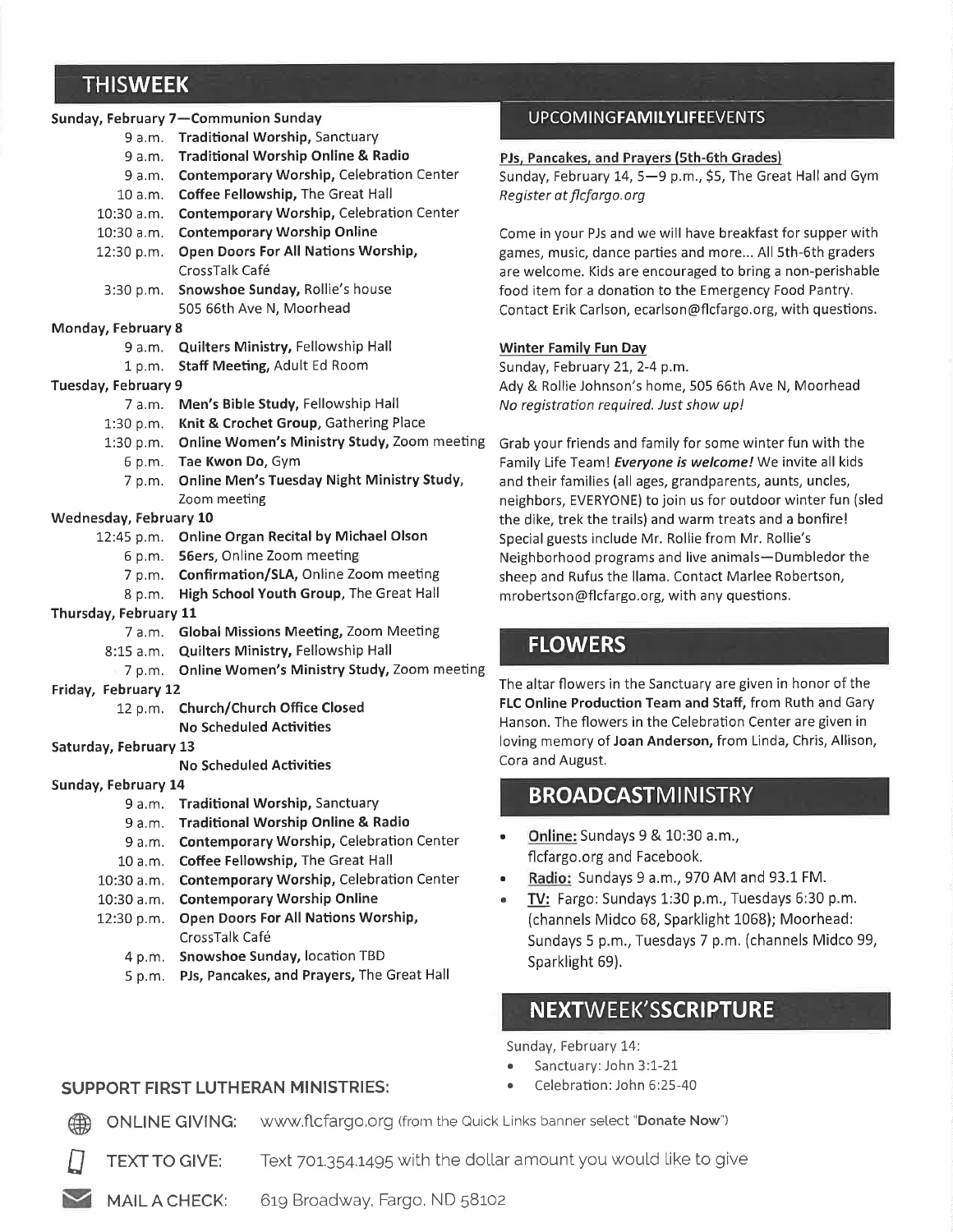## THISWEEK

**Sunday, February 7—Communion Sunday**

- 9 a.m. **Traditional Worship,** Sanctuary
- 9 a.m. **Traditional Worship Online & Radio**
- 9 a.m. **Contemporary Worship,** Celebration Center
- 10 a.m. **Coffee Fellowship,** The Great Hall
- 10:30 a.m. **Contemporary Worship,** Celebration Center
- 10:30 a.m. **Contemporary Worship Online**
- 12:30 p.m. **Open Doors For All Nations Worship,** CrossTalk Café
- 3:30 p.m. **Snowshoe Sunday,** Rollie's house 505 66th Ave N, Moorhead

**Monday, February 8**

- 9 a.m. **Quilters Ministry,** Fellowship Hall
- 1 p.m. **Staff Meeting,** Adult Ed Room

**Tuesday, February 9**

- 7 a.m. **Men's Bible Study,** Fellowship Hall
- 1:30 p.m. **Knit & Crochet Group,** Gathering Place
- 1:30 p.m. **Online Women's Ministry Study,** Zoom meeting
- 6 p.m. **Tae Kwon Do,** Gym
- 7 p.m. **Online Men's Tuesday Night Ministry Study,** Zoom meeting

**Wednesday, February 10**

- 12:45 p.m. **Online Organ Recital by Michael Olson**
- 6 p.m. **56ers,** Online Zoom meeting
- 7 p.m. **Confirmation/SLA,** Online Zoom meeting
- 8 p.m. **High School Youth Group,** The Great Hall

**Thursday, February 11**

- 7 a.m. **Global Missions Meeting,** Zoom Meeting
- 8:15 a.m. **Quilters Ministry,** Fellowship Hall
- 7 p.m. **Online Women's Ministry Study,** Zoom meeting

**Friday, February 12**

- 12 p.m. **Church/Church Office Closed**
  **No Scheduled Activities**

**Saturday, February 13**

- **No Scheduled Activities**

**Sunday, February 14**

- 9 a.m. **Traditional Worship,** Sanctuary
- 9 a.m. **Traditional Worship Online & Radio**
- 9 a.m. **Contemporary Worship,** Celebration Center
- 10 a.m. **Coffee Fellowship,** The Great Hall
- 10:30 a.m. **Contemporary Worship,** Celebration Center
- 10:30 a.m. **Contemporary Worship Online**
- 12:30 p.m. **Open Doors For All Nations Worship,** CrossTalk Café
- 4 p.m. **Snowshoe Sunday,** location TBD
- 5 p.m. **PJs, Pancakes, and Prayers,** The Great Hall

## UPCOMINGFAMILYLIFEEVENTS

**PJs, Pancakes, and Prayers (5th-6th Grades)**

Sunday, February 14, 5—9 p.m., $5, The Great Hall and Gym
*Register at flcfargo.org*

Come in your PJs and we will have breakfast for supper with games, music, dance parties and more... All 5th-6th graders are welcome. Kids are encouraged to bring a non-perishable food item for a donation to the Emergency Food Pantry. Contact Erik Carlson, ecarlson@flcfargo.org, with questions.

**Winter Family Fun Day**

Sunday, February 21, 2-4 p.m.
Ady & Rollie Johnson's home, 505 66th Ave N, Moorhead
*No registration required. Just show up!*

Grab your friends and family for some winter fun with the Family Life Team! ***Everyone is welcome!*** We invite all kids and their families (all ages, grandparents, aunts, uncles, neighbors, EVERYONE) to join us for outdoor winter fun (sled the dike, trek the trails) and warm treats and a bonfire! Special guests include Mr. Rollie from Mr. Rollie's Neighborhood programs and live animals—Dumbledor the sheep and Rufus the llama. Contact Marlee Robertson, mrobertson@flcfargo.org, with any questions.

## FLOWERS

The altar flowers in the Sanctuary are given in honor of the **FLC Online Production Team and Staff,** from Ruth and Gary Hanson. The flowers in the Celebration Center are given in loving memory of **Joan Anderson,** from Linda, Chris, Allison, Cora and August.

## BROADCASTMINISTRY

- **Online:** Sundays 9 & 10:30 a.m., flcfargo.org and Facebook.
- **Radio:** Sundays 9 a.m., 970 AM and 93.1 FM.
- **TV:** Fargo: Sundays 1:30 p.m., Tuesdays 6:30 p.m. (channels Midco 68, Sparklight 1068); Moorhead: Sundays 5 p.m., Tuesdays 7 p.m. (channels Midco 99, Sparklight 69).

## NEXTWEEK'SSCRIPTURE

Sunday, February 14:

- Sanctuary: John 3:1-21
- Celebration: John 6:25-40

### SUPPORT FIRST LUTHERAN MINISTRIES:

**ONLINE GIVING:** www.flcfargo.org (from the Quick Links banner select "**Donate Now**")

**TEXT TO GIVE:** Text 701.354.1495 with the dollar amount you would like to give

**MAIL A CHECK:** 619 Broadway, Fargo, ND 58102